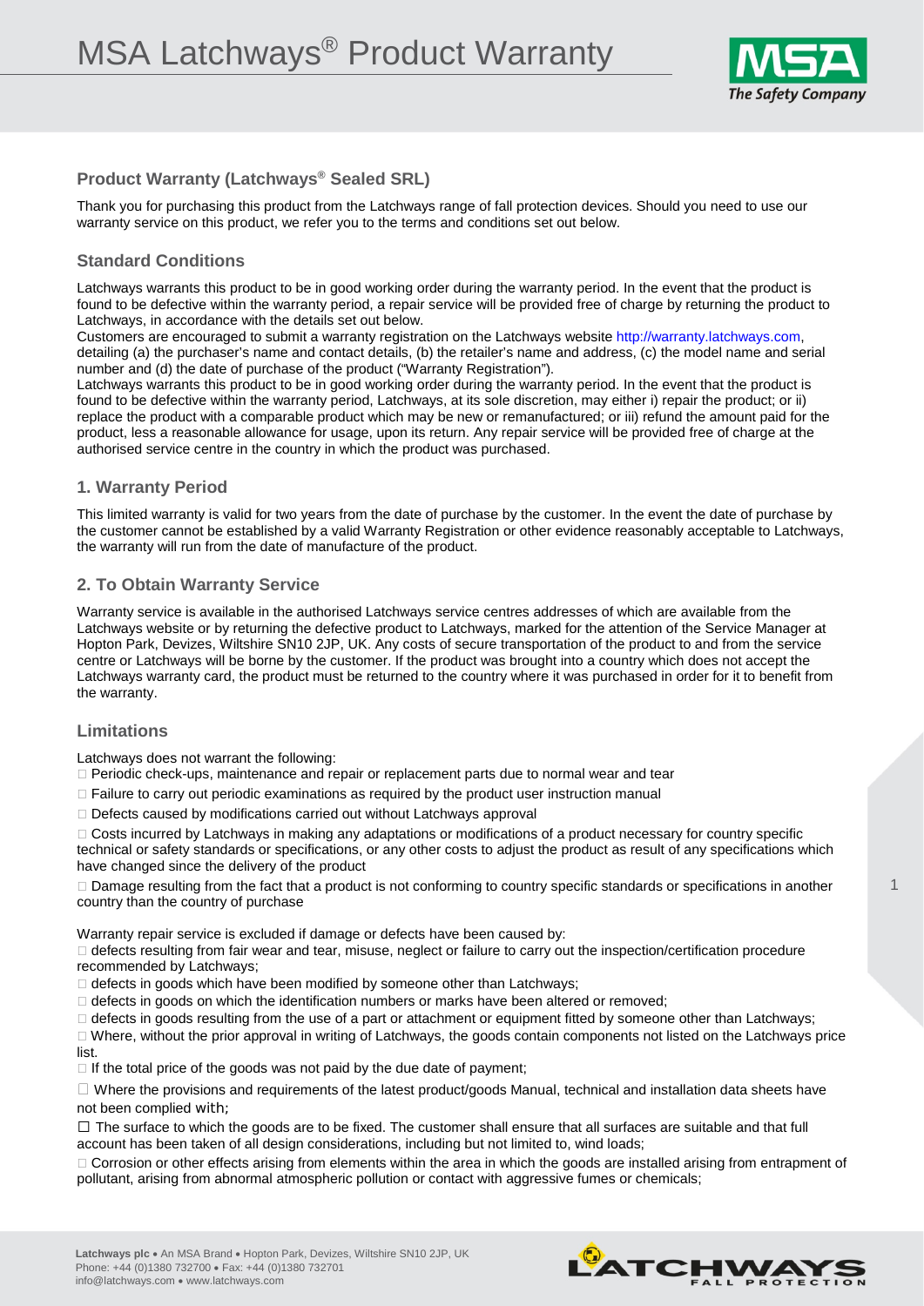# MSA Latchways® Product Warranty

## Product Warranty (Latchways® Sealed SRL)

Thank you for purchasing this product from the Latchways range of fall protection devices. Should you need to use our warranty service on this product, we refer you to the terms and conditions set out below.

### Standard Conditions

Latchways warrants this product to be in good working order during the warranty period. In the event that the product is found to be defective within the warranty period, a repair service will be provided free of charge by returning the product to Latchways, in accordance with the details set out below.

Customers are encouraged to submit a warranty registration on the Latchways website http://warranty.latchways.com, detailing (a) the purchaser's name and contact details, (b) the retailer's name and address, (c) the model name and serial number and (d) the date of purchase of the product ("Warranty Registration").

Latchways warrants this product to be in good working order during the warranty period. In the event that the product is found to be defective within the warranty period, Latchways, at its sole discretion, may either i) repair the product; or ii) replace the product with a comparable product which may be new or remanufactured; or iii) refund the amount paid for the product, less a reasonable allowance for usage, upon its return. Any repair service will be provided free of charge at the authorised service centre in the country in which the product was purchased.

### 1. Warranty Period

This limited warranty is valid for two years from the date of purchase by the customer. In the event the date of purchase by the customer cannot be established by a valid Warranty Registration or other evidence reasonably acceptable to Latchways, the warranty will run from the date of manufacture of the product.

### 2. To Obtain Warranty Service

Warranty service is available in the authorised Latchways service centres addresses of which are available from the Latchways website or by returning the defective product to Latchways, marked for the attention of the Service Manager at Hopton Park, Devizes, Wiltshire SN10 2JP, UK. Any costs of secure transportation of the product to and from the service centre or Latchways will be borne by the customer. If the product was brought into a country which does not accept the Latchways warranty card, the product must be returned to the country where it was purchased in order for it to benefit from the warranty.

### Limitations

Latchways does not warrant the following:

- Periodic check-ups, maintenance and repair or replacement parts due to normal wear and tear
- Failure to carry out periodic examinations as required by the product user instruction manual
- Defects caused by modifications carried out without Latchways approval
- Costs incurred by Latchways in making any adaptations or modifications of a product necessary for country specific technical or safety standards or specifications, or any other costs to adjust the product as result of any specifications which have changed since the delivery of the product
- Damage resulting from the fact that a product is not conforming to country specific standards or specifications in another country than the country of purchase

Warranty repair service is excluded if damage or defects have been caused by:

- defects resulting from fair wear and tear, misuse, neglect or failure to carry out the inspection/certification procedure recommended by Latchways;
- defects in goods which have been modified by someone other than Latchways;
- defects in goods on which the identification numbers or marks have been altered or removed;
- defects in goods resulting from the use of a part or attachment or equipment fitted by someone other than Latchways;
- Where, without the prior approval in writing of Latchways, the goods contain components not listed on the Latchways price list.
- If the total price of the goods was not paid by the due date of payment;
- Where the provisions and requirements of the latest product/goods Manual, technical and installation data sheets have not been complied with;
- The surface to which the goods are to be fixed. The customer shall ensure that all surfaces are suitable and that full account has been taken of all design considerations, including but not limited to, wind loads;
- Corrosion or other effects arising from elements within the area in which the goods are installed arising from entrapment of pollutant, arising from abnormal atmospheric pollution or contact with aggressive fumes or chemicals;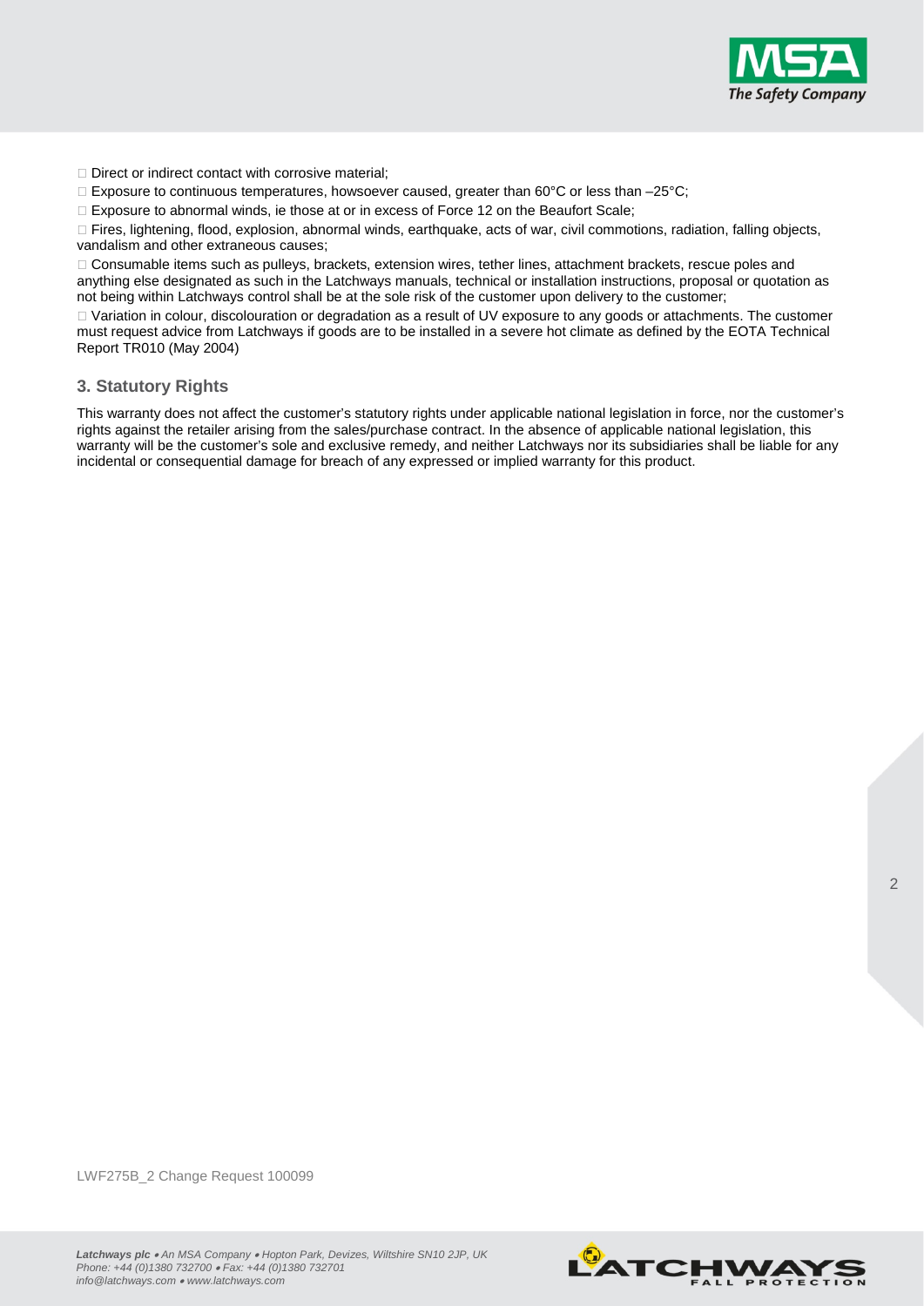- Direct or indirect contact with corrosive material;
- Exposure to continuous temperatures, howsoever caused, greater than 60°C or less than –25°C;
- Exposure to abnormal winds, ie those at or in excess of Force 12 on the Beaufort Scale;
- Fires, lightening, flood, explosion, abnormal winds, earthquake, acts of war, civil commotions, radiation, falling objects, vandalism and other extraneous causes;
- Consumable items such as pulleys, brackets, extension wires, tether lines, attachment brackets, rescue poles and anything else designated as such in the Latchways manuals, technical or installation instructions, proposal or quotation as not being within Latchways control shall be at the sole risk of the customer upon delivery to the customer;
- Variation in colour, discolouration or degradation as a result of UV exposure to any goods or attachments. The customer must request advice from Latchways if goods are to be installed in a severe hot climate as defined by the EOTA Technical Report TR010 (May 2004)

## 3. Statutory Rights

This warranty does not affect the customer's statutory rights under applicable national legislation in force, nor the customer's rights against the retailer arising from the sales/purchase contract. In the absence of applicable national legislation, this warranty will be the customer's sole and exclusive remedy, and neither Latchways nor its subsidiaries shall be liable for any incidental or consequential damage for breach of any expressed or implied warranty for this product.

LWF275B_2 Change Request 100099

*Latchways plc • An MSA Company • Hopton Park, Devizes, Wiltshire SN10 2JP, UK*
*Phone: +44 (0)1380 732700 • Fax: +44 (0)1380 732701*
*info@latchways.com • www.latchways.com*